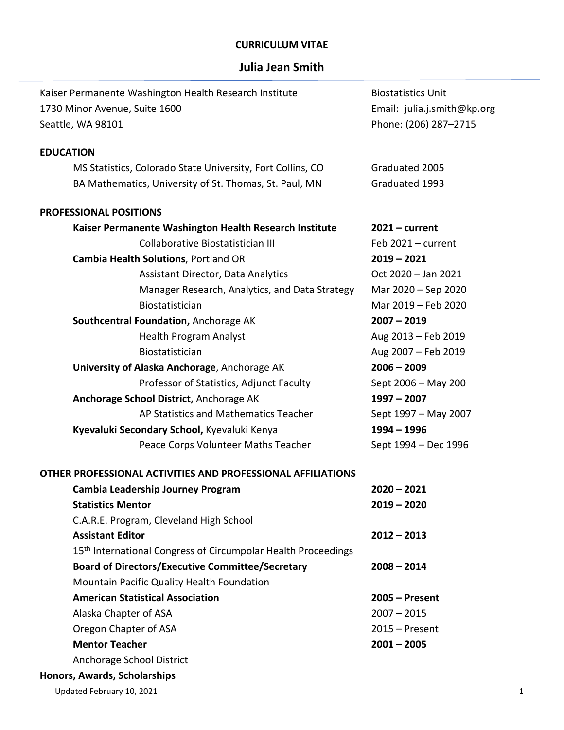**CURRICULUM VITAE**

# Julia Jean Smith

Kaiser Permanente Washington Health Research Institute
1730 Minor Avenue, Suite 1600
Seattle, WA 98101

Biostatistics Unit
Email: julia.j.smith@kp.org
Phone: (206) 287–2715

## EDUCATION

| | |
|---|---|
| MS Statistics, Colorado State University, Fort Collins, CO | Graduated 2005 |
| BA Mathematics, University of St. Thomas, St. Paul, MN | Graduated 1993 |

## PROFESSIONAL POSITIONS

| | |
|---|---|
| **Kaiser Permanente Washington Health Research Institute** | **2021 – current** |
| Collaborative Biostatistician III | Feb 2021 – current |
| **Cambia Health Solutions**, Portland OR | **2019 – 2021** |
| Assistant Director, Data Analytics | Oct 2020 – Jan 2021 |
| Manager Research, Analytics, and Data Strategy | Mar 2020 – Sep 2020 |
| Biostatistician | Mar 2019 – Feb 2020 |
| **Southcentral Foundation,** Anchorage AK | **2007 – 2019** |
| Health Program Analyst | Aug 2013 – Feb 2019 |
| Biostatistician | Aug 2007 – Feb 2019 |
| **University of Alaska Anchorage**, Anchorage AK | **2006 – 2009** |
| Professor of Statistics, Adjunct Faculty | Sept 2006 – May 200 |
| **Anchorage School District,** Anchorage AK | **1997 – 2007** |
| AP Statistics and Mathematics Teacher | Sept 1997 – May 2007 |
| **Kyevaluki Secondary School,** Kyevaluki Kenya | **1994 – 1996** |
| Peace Corps Volunteer Maths Teacher | Sept 1994 – Dec 1996 |

## OTHER PROFESSIONAL ACTIVITIES AND PROFESSIONAL AFFILIATIONS

| | |
|---|---|
| **Cambia Leadership Journey Program** | **2020 – 2021** |
| **Statistics Mentor** | **2019 – 2020** |
| C.A.R.E. Program, Cleveland High School | |
| **Assistant Editor** | **2012 – 2013** |
| 15th International Congress of Circumpolar Health Proceedings | |
| **Board of Directors/Executive Committee/Secretary** | **2008 – 2014** |
| Mountain Pacific Quality Health Foundation | |
| **American Statistical Association** | **2005 – Present** |
| Alaska Chapter of ASA | 2007 – 2015 |
| Oregon Chapter of ASA | 2015 – Present |
| **Mentor Teacher** | **2001 – 2005** |
| Anchorage School District | |

## Honors, Awards, Scholarships

Updated February 10, 2021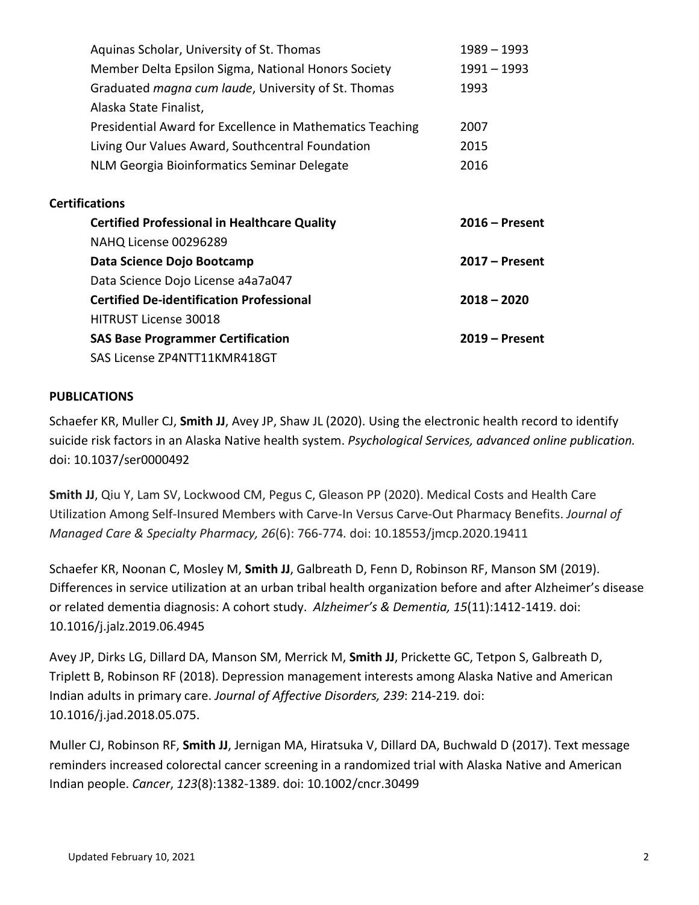| | |
|---|---|
| Aquinas Scholar, University of St. Thomas | 1989 – 1993 |
| Member Delta Epsilon Sigma, National Honors Society | 1991 – 1993 |
| Graduated *magna cum laude*, University of St. Thomas | 1993 |
| Alaska State Finalist, Presidential Award for Excellence in Mathematics Teaching | 2007 |
| Living Our Values Award, Southcentral Foundation | 2015 |
| NLM Georgia Bioinformatics Seminar Delegate | 2016 |

**Certifications**

| | |
|---|---|
| **Certified Professional in Healthcare Quality** | **2016 – Present** |
| NAHQ License 00296289 | |
| **Data Science Dojo Bootcamp** | **2017 – Present** |
| Data Science Dojo License a4a7a047 | |
| **Certified De-identification Professional** | **2018 – 2020** |
| HITRUST License 30018 | |
| **SAS Base Programmer Certification** | **2019 – Present** |
| SAS License ZP4NTT11KMR418GT | |

**PUBLICATIONS**

Schaefer KR, Muller CJ, **Smith JJ**, Avey JP, Shaw JL (2020). Using the electronic health record to identify suicide risk factors in an Alaska Native health system. *Psychological Services, advanced online publication.* doi: 10.1037/ser0000492

**Smith JJ**, Qiu Y, Lam SV, Lockwood CM, Pegus C, Gleason PP (2020). Medical Costs and Health Care Utilization Among Self-Insured Members with Carve-In Versus Carve-Out Pharmacy Benefits. *Journal of Managed Care & Specialty Pharmacy, 26*(6): 766-774. doi: 10.18553/jmcp.2020.19411

Schaefer KR, Noonan C, Mosley M, **Smith JJ**, Galbreath D, Fenn D, Robinson RF, Manson SM (2019). Differences in service utilization at an urban tribal health organization before and after Alzheimer's disease or related dementia diagnosis: A cohort study. *Alzheimer's & Dementia, 15*(11):1412-1419. doi: 10.1016/j.jalz.2019.06.4945

Avey JP, Dirks LG, Dillard DA, Manson SM, Merrick M, **Smith JJ**, Prickette GC, Tetpon S, Galbreath D, Triplett B, Robinson RF (2018). Depression management interests among Alaska Native and American Indian adults in primary care. *Journal of Affective Disorders, 239*: 214-219. doi: 10.1016/j.jad.2018.05.075.

Muller CJ, Robinson RF, **Smith JJ**, Jernigan MA, Hiratsuka V, Dillard DA, Buchwald D (2017). Text message reminders increased colorectal cancer screening in a randomized trial with Alaska Native and American Indian people. *Cancer*, *123*(8):1382-1389. doi: 10.1002/cncr.30499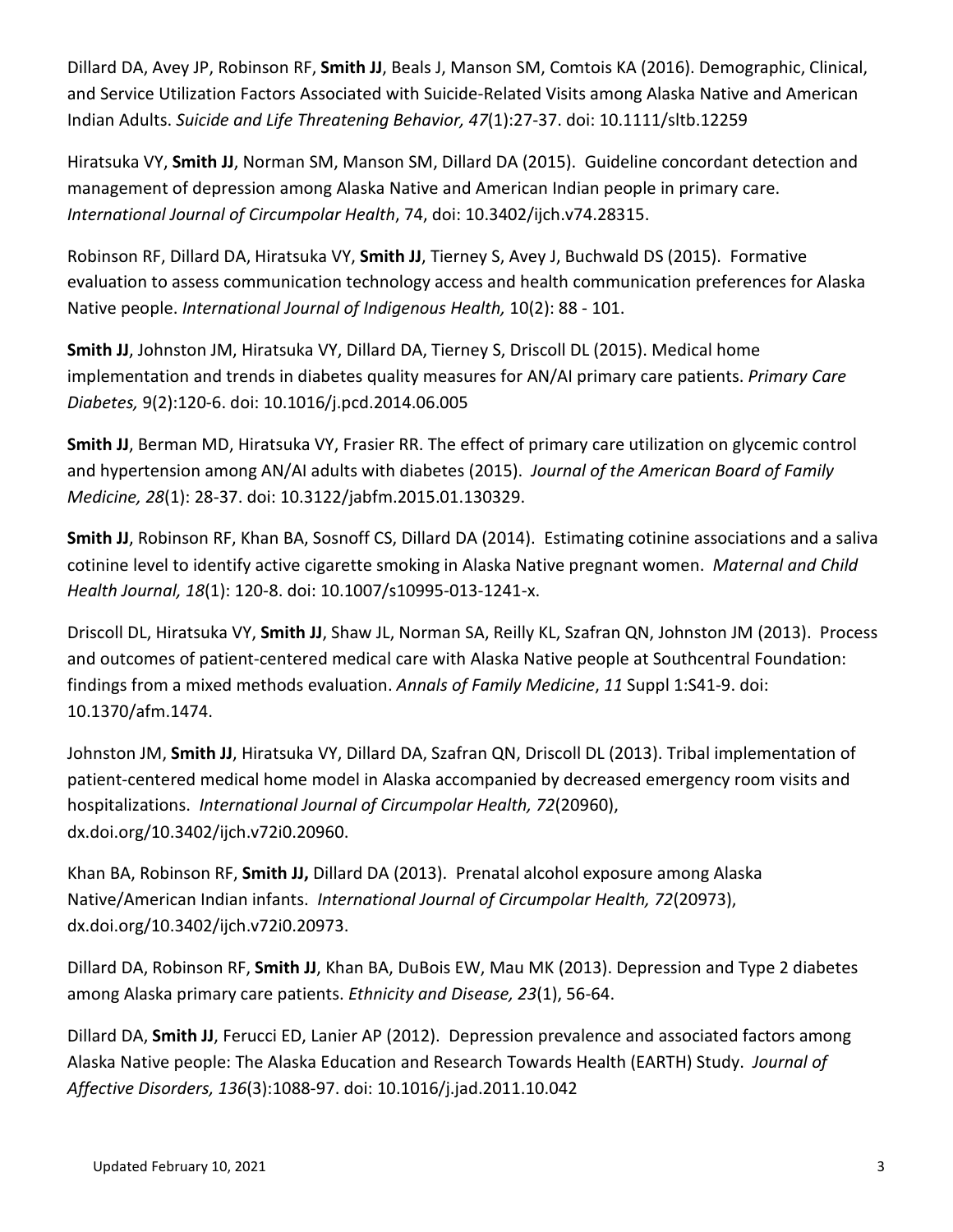Dillard DA, Avey JP, Robinson RF, **Smith JJ**, Beals J, Manson SM, Comtois KA (2016). Demographic, Clinical, and Service Utilization Factors Associated with Suicide-Related Visits among Alaska Native and American Indian Adults. *Suicide and Life Threatening Behavior, 47*(1):27-37. doi: 10.1111/sltb.12259

Hiratsuka VY, **Smith JJ**, Norman SM, Manson SM, Dillard DA (2015). Guideline concordant detection and management of depression among Alaska Native and American Indian people in primary care. *International Journal of Circumpolar Health*, 74, doi: 10.3402/ijch.v74.28315.

Robinson RF, Dillard DA, Hiratsuka VY, **Smith JJ**, Tierney S, Avey J, Buchwald DS (2015). Formative evaluation to assess communication technology access and health communication preferences for Alaska Native people. *International Journal of Indigenous Health,* 10(2): 88 - 101.

**Smith JJ**, Johnston JM, Hiratsuka VY, Dillard DA, Tierney S, Driscoll DL (2015). Medical home implementation and trends in diabetes quality measures for AN/AI primary care patients. *Primary Care Diabetes,* 9(2):120-6. doi: 10.1016/j.pcd.2014.06.005

**Smith JJ**, Berman MD, Hiratsuka VY, Frasier RR. The effect of primary care utilization on glycemic control and hypertension among AN/AI adults with diabetes (2015). *Journal of the American Board of Family Medicine, 28*(1): 28-37. doi: 10.3122/jabfm.2015.01.130329.

**Smith JJ**, Robinson RF, Khan BA, Sosnoff CS, Dillard DA (2014). Estimating cotinine associations and a saliva cotinine level to identify active cigarette smoking in Alaska Native pregnant women. *Maternal and Child Health Journal, 18*(1): 120-8. doi: 10.1007/s10995-013-1241-x.

Driscoll DL, Hiratsuka VY, **Smith JJ**, Shaw JL, Norman SA, Reilly KL, Szafran QN, Johnston JM (2013). Process and outcomes of patient-centered medical care with Alaska Native people at Southcentral Foundation: findings from a mixed methods evaluation. *Annals of Family Medicine*, *11* Suppl 1:S41-9. doi: 10.1370/afm.1474.

Johnston JM, **Smith JJ**, Hiratsuka VY, Dillard DA, Szafran QN, Driscoll DL (2013). Tribal implementation of patient-centered medical home model in Alaska accompanied by decreased emergency room visits and hospitalizations. *International Journal of Circumpolar Health, 72*(20960), dx.doi.org/10.3402/ijch.v72i0.20960.

Khan BA, Robinson RF, **Smith JJ,** Dillard DA (2013). Prenatal alcohol exposure among Alaska Native/American Indian infants. *International Journal of Circumpolar Health, 72*(20973), dx.doi.org/10.3402/ijch.v72i0.20973.

Dillard DA, Robinson RF, **Smith JJ**, Khan BA, DuBois EW, Mau MK (2013). Depression and Type 2 diabetes among Alaska primary care patients. *Ethnicity and Disease, 23*(1), 56-64.

Dillard DA, **Smith JJ**, Ferucci ED, Lanier AP (2012). Depression prevalence and associated factors among Alaska Native people: The Alaska Education and Research Towards Health (EARTH) Study. *Journal of Affective Disorders, 136*(3):1088-97. doi: 10.1016/j.jad.2011.10.042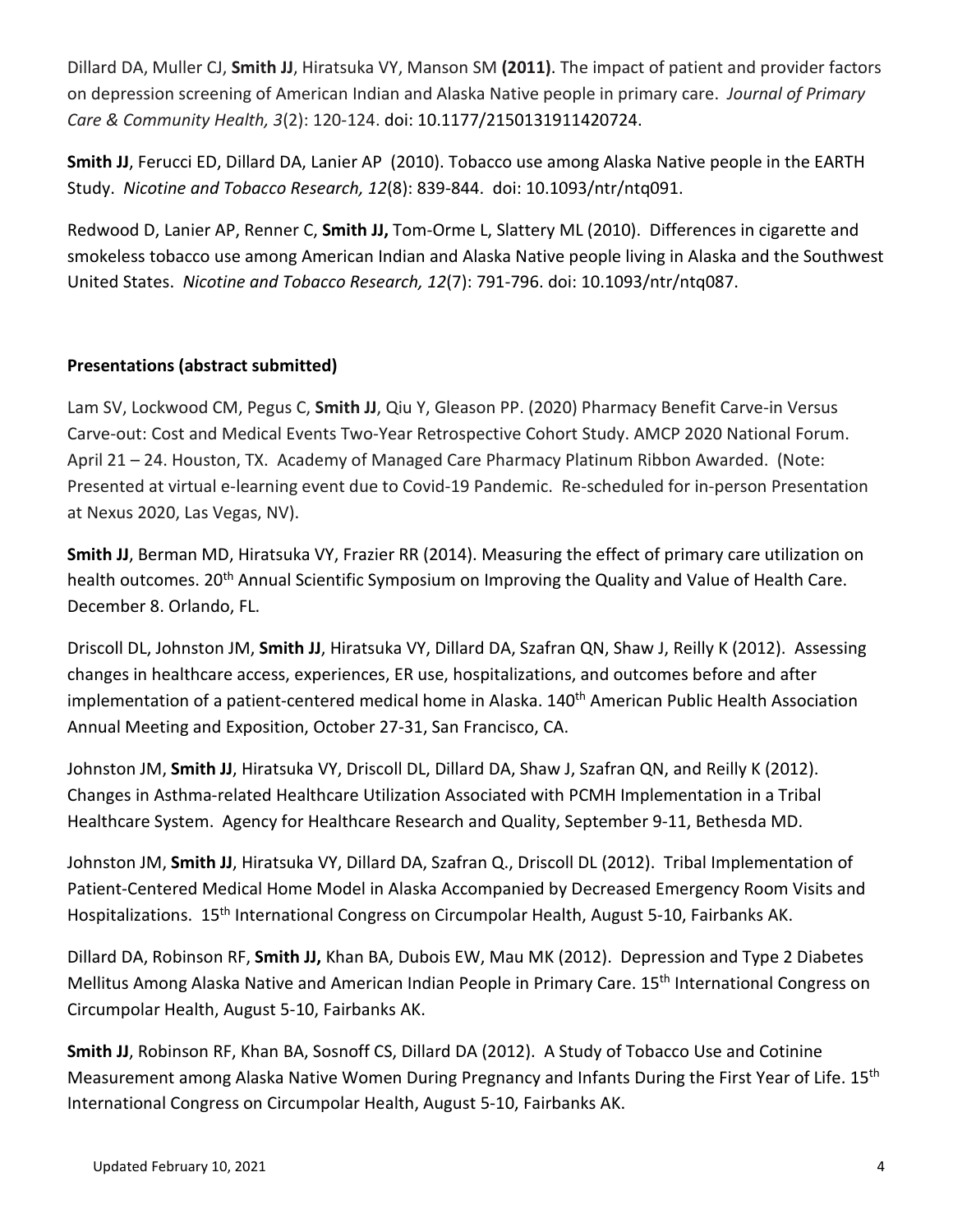Dillard DA, Muller CJ, **Smith JJ**, Hiratsuka VY, Manson SM **(2011)**. The impact of patient and provider factors on depression screening of American Indian and Alaska Native people in primary care. *Journal of Primary Care & Community Health, 3*(2): 120-124. doi: 10.1177/2150131911420724.

**Smith JJ**, Ferucci ED, Dillard DA, Lanier AP (2010). Tobacco use among Alaska Native people in the EARTH Study. *Nicotine and Tobacco Research, 12*(8): 839-844. doi: 10.1093/ntr/ntq091.

Redwood D, Lanier AP, Renner C, **Smith JJ,** Tom-Orme L, Slattery ML (2010). Differences in cigarette and smokeless tobacco use among American Indian and Alaska Native people living in Alaska and the Southwest United States. *Nicotine and Tobacco Research, 12*(7): 791-796. doi: 10.1093/ntr/ntq087.

**Presentations (abstract submitted)**

Lam SV, Lockwood CM, Pegus C, **Smith JJ**, Qiu Y, Gleason PP. (2020) Pharmacy Benefit Carve-in Versus Carve-out: Cost and Medical Events Two-Year Retrospective Cohort Study. AMCP 2020 National Forum. April 21 – 24. Houston, TX. Academy of Managed Care Pharmacy Platinum Ribbon Awarded. (Note: Presented at virtual e-learning event due to Covid-19 Pandemic. Re-scheduled for in-person Presentation at Nexus 2020, Las Vegas, NV).

**Smith JJ**, Berman MD, Hiratsuka VY, Frazier RR (2014). Measuring the effect of primary care utilization on health outcomes. 20th Annual Scientific Symposium on Improving the Quality and Value of Health Care. December 8. Orlando, FL.

Driscoll DL, Johnston JM, **Smith JJ**, Hiratsuka VY, Dillard DA, Szafran QN, Shaw J, Reilly K (2012). Assessing changes in healthcare access, experiences, ER use, hospitalizations, and outcomes before and after implementation of a patient-centered medical home in Alaska. 140th American Public Health Association Annual Meeting and Exposition, October 27-31, San Francisco, CA.

Johnston JM, **Smith JJ**, Hiratsuka VY, Driscoll DL, Dillard DA, Shaw J, Szafran QN, and Reilly K (2012). Changes in Asthma-related Healthcare Utilization Associated with PCMH Implementation in a Tribal Healthcare System. Agency for Healthcare Research and Quality, September 9-11, Bethesda MD.

Johnston JM, **Smith JJ**, Hiratsuka VY, Dillard DA, Szafran Q., Driscoll DL (2012). Tribal Implementation of Patient-Centered Medical Home Model in Alaska Accompanied by Decreased Emergency Room Visits and Hospitalizations. 15th International Congress on Circumpolar Health, August 5-10, Fairbanks AK.

Dillard DA, Robinson RF, **Smith JJ,** Khan BA, Dubois EW, Mau MK (2012). Depression and Type 2 Diabetes Mellitus Among Alaska Native and American Indian People in Primary Care. 15th International Congress on Circumpolar Health, August 5-10, Fairbanks AK.

**Smith JJ**, Robinson RF, Khan BA, Sosnoff CS, Dillard DA (2012). A Study of Tobacco Use and Cotinine Measurement among Alaska Native Women During Pregnancy and Infants During the First Year of Life. 15th International Congress on Circumpolar Health, August 5-10, Fairbanks AK.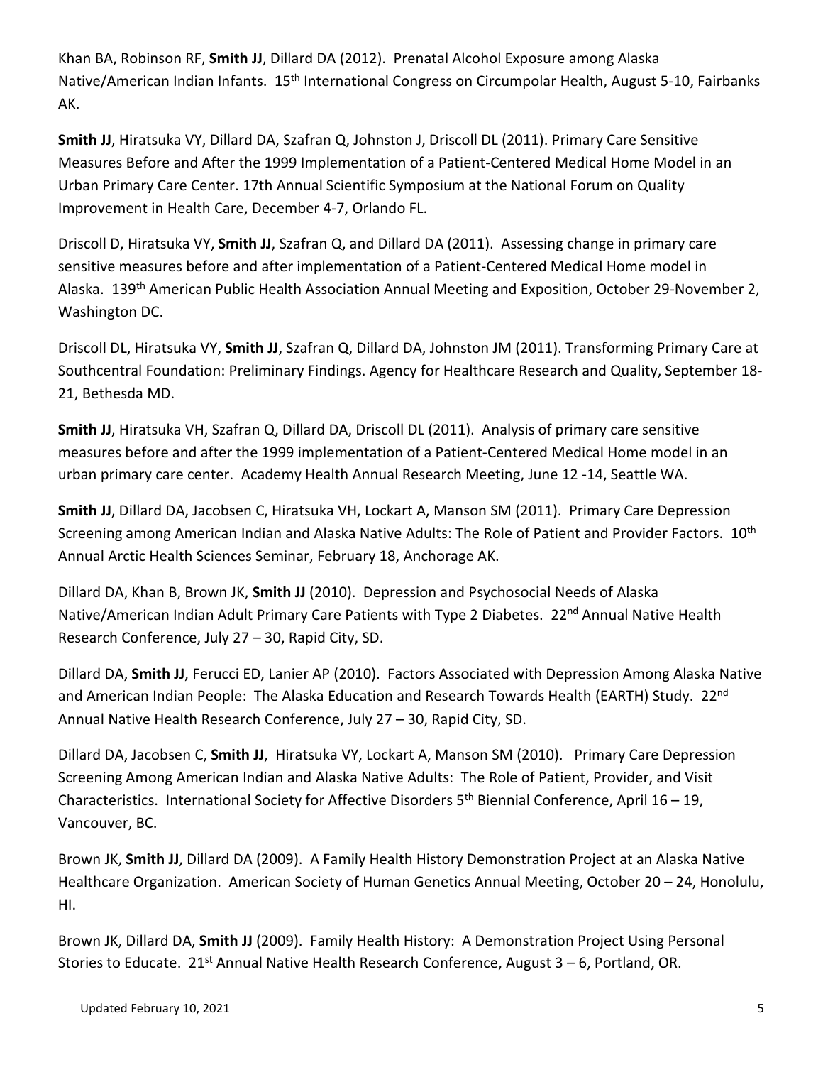Khan BA, Robinson RF, **Smith JJ**, Dillard DA (2012). Prenatal Alcohol Exposure among Alaska Native/American Indian Infants. 15th International Congress on Circumpolar Health, August 5-10, Fairbanks AK.

**Smith JJ**, Hiratsuka VY, Dillard DA, Szafran Q, Johnston J, Driscoll DL (2011). Primary Care Sensitive Measures Before and After the 1999 Implementation of a Patient-Centered Medical Home Model in an Urban Primary Care Center. 17th Annual Scientific Symposium at the National Forum on Quality Improvement in Health Care, December 4-7, Orlando FL.

Driscoll D, Hiratsuka VY, **Smith JJ**, Szafran Q, and Dillard DA (2011). Assessing change in primary care sensitive measures before and after implementation of a Patient-Centered Medical Home model in Alaska. 139th American Public Health Association Annual Meeting and Exposition, October 29-November 2, Washington DC.

Driscoll DL, Hiratsuka VY, **Smith JJ**, Szafran Q, Dillard DA, Johnston JM (2011). Transforming Primary Care at Southcentral Foundation: Preliminary Findings. Agency for Healthcare Research and Quality, September 18-21, Bethesda MD.

**Smith JJ**, Hiratsuka VH, Szafran Q, Dillard DA, Driscoll DL (2011). Analysis of primary care sensitive measures before and after the 1999 implementation of a Patient-Centered Medical Home model in an urban primary care center. Academy Health Annual Research Meeting, June 12 -14, Seattle WA.

**Smith JJ**, Dillard DA, Jacobsen C, Hiratsuka VH, Lockart A, Manson SM (2011). Primary Care Depression Screening among American Indian and Alaska Native Adults: The Role of Patient and Provider Factors. 10th Annual Arctic Health Sciences Seminar, February 18, Anchorage AK.

Dillard DA, Khan B, Brown JK, **Smith JJ** (2010). Depression and Psychosocial Needs of Alaska Native/American Indian Adult Primary Care Patients with Type 2 Diabetes. 22nd Annual Native Health Research Conference, July 27 – 30, Rapid City, SD.

Dillard DA, **Smith JJ**, Ferucci ED, Lanier AP (2010). Factors Associated with Depression Among Alaska Native and American Indian People: The Alaska Education and Research Towards Health (EARTH) Study. 22nd Annual Native Health Research Conference, July 27 – 30, Rapid City, SD.

Dillard DA, Jacobsen C, **Smith JJ**, Hiratsuka VY, Lockart A, Manson SM (2010). Primary Care Depression Screening Among American Indian and Alaska Native Adults: The Role of Patient, Provider, and Visit Characteristics. International Society for Affective Disorders 5th Biennial Conference, April 16 – 19, Vancouver, BC.

Brown JK, **Smith JJ**, Dillard DA (2009). A Family Health History Demonstration Project at an Alaska Native Healthcare Organization. American Society of Human Genetics Annual Meeting, October 20 – 24, Honolulu, HI.

Brown JK, Dillard DA, **Smith JJ** (2009). Family Health History: A Demonstration Project Using Personal Stories to Educate. 21st Annual Native Health Research Conference, August 3 – 6, Portland, OR.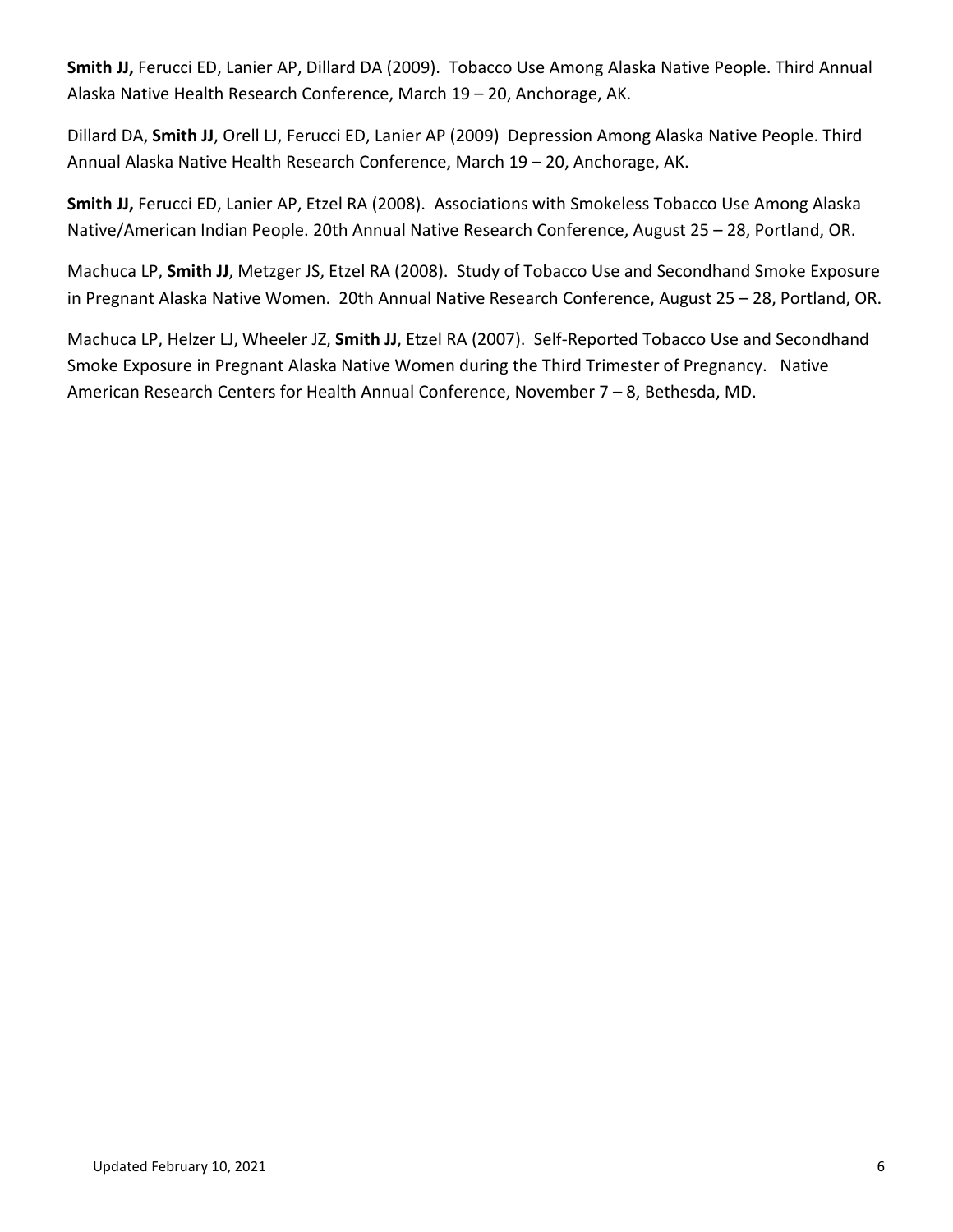**Smith JJ,** Ferucci ED, Lanier AP, Dillard DA (2009). Tobacco Use Among Alaska Native People. Third Annual Alaska Native Health Research Conference, March 19 – 20, Anchorage, AK.

Dillard DA, **Smith JJ**, Orell LJ, Ferucci ED, Lanier AP (2009) Depression Among Alaska Native People. Third Annual Alaska Native Health Research Conference, March 19 – 20, Anchorage, AK.

**Smith JJ,** Ferucci ED, Lanier AP, Etzel RA (2008). Associations with Smokeless Tobacco Use Among Alaska Native/American Indian People. 20th Annual Native Research Conference, August 25 – 28, Portland, OR.

Machuca LP, **Smith JJ**, Metzger JS, Etzel RA (2008). Study of Tobacco Use and Secondhand Smoke Exposure in Pregnant Alaska Native Women. 20th Annual Native Research Conference, August 25 – 28, Portland, OR.

Machuca LP, Helzer LJ, Wheeler JZ, **Smith JJ**, Etzel RA (2007). Self-Reported Tobacco Use and Secondhand Smoke Exposure in Pregnant Alaska Native Women during the Third Trimester of Pregnancy. Native American Research Centers for Health Annual Conference, November 7 – 8, Bethesda, MD.